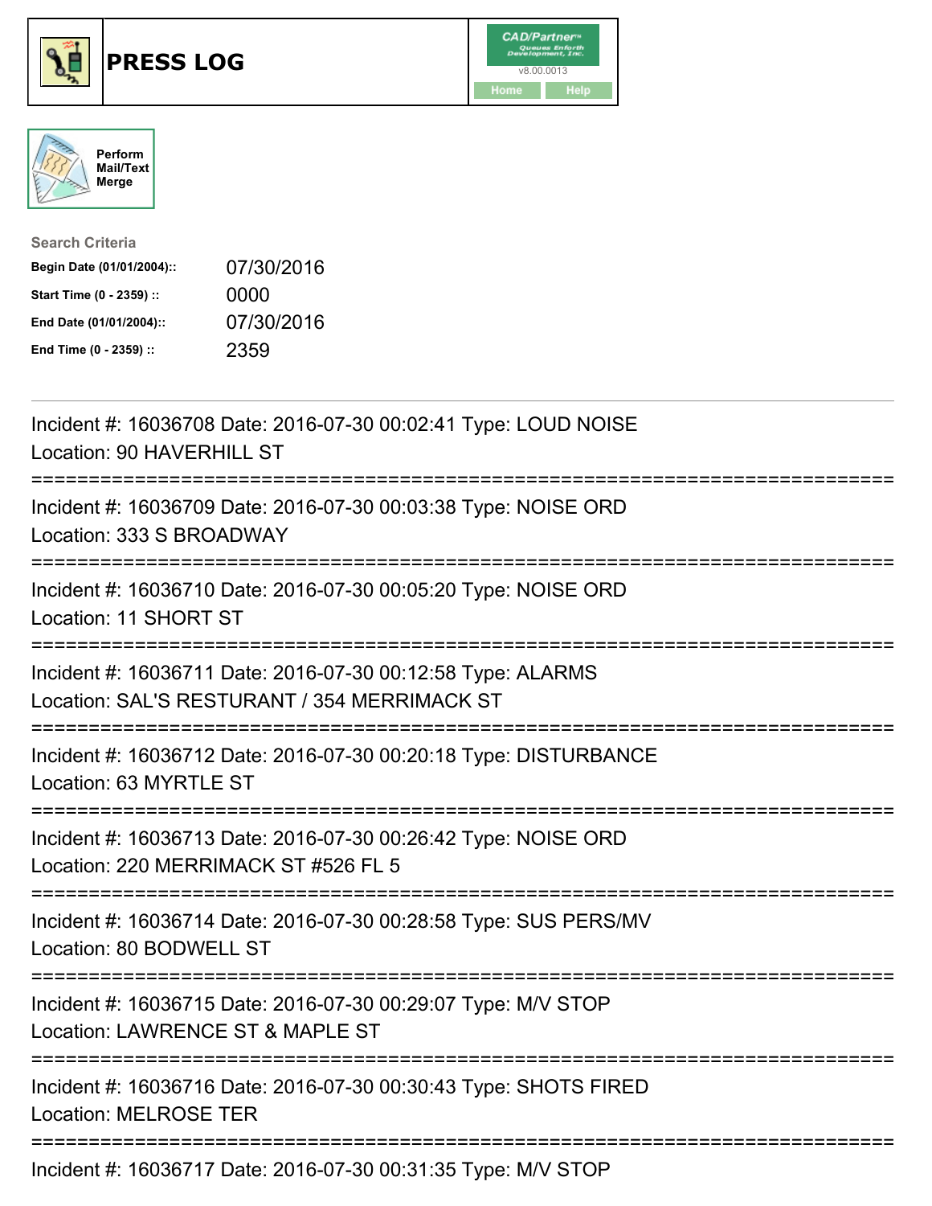# PRESS LOG

Perform Mail/Text Merge

**Search Criteria**

| | |
|---|---|
| **Begin Date (01/01/2004)::** | 07/30/2016 |
| **Start Time (0 - 2359) ::** | 0000 |
| **End Date (01/01/2004)::** | 07/30/2016 |
| **End Time (0 - 2359) ::** | 2359 |

Incident #: 16036708 Date: 2016-07-30 00:02:41 Type: LOUD NOISE
Location: 90 HAVERHILL ST

===========================================================================

Incident #: 16036709 Date: 2016-07-30 00:03:38 Type: NOISE ORD
Location: 333 S BROADWAY

===========================================================================

Incident #: 16036710 Date: 2016-07-30 00:05:20 Type: NOISE ORD
Location: 11 SHORT ST

===========================================================================

Incident #: 16036711 Date: 2016-07-30 00:12:58 Type: ALARMS
Location: SAL'S RESTURANT / 354 MERRIMACK ST

===========================================================================

Incident #: 16036712 Date: 2016-07-30 00:20:18 Type: DISTURBANCE
Location: 63 MYRTLE ST

===========================================================================

Incident #: 16036713 Date: 2016-07-30 00:26:42 Type: NOISE ORD
Location: 220 MERRIMACK ST #526 FL 5

===========================================================================

Incident #: 16036714 Date: 2016-07-30 00:28:58 Type: SUS PERS/MV
Location: 80 BODWELL ST

===========================================================================

Incident #: 16036715 Date: 2016-07-30 00:29:07 Type: M/V STOP
Location: LAWRENCE ST & MAPLE ST

===========================================================================

Incident #: 16036716 Date: 2016-07-30 00:30:43 Type: SHOTS FIRED
Location: MELROSE TER

===========================================================================

Incident #: 16036717 Date: 2016-07-30 00:31:35 Type: M/V STOP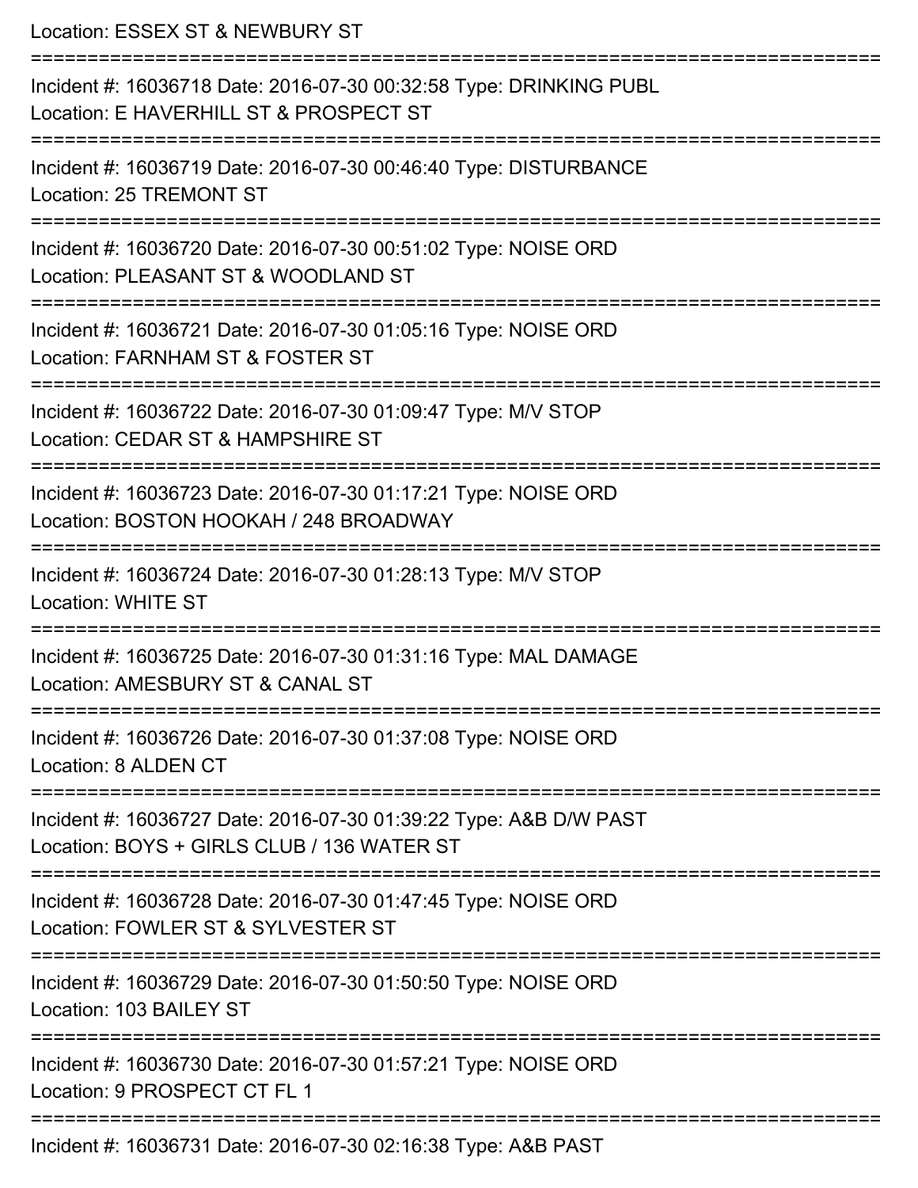Location: ESSEX ST & NEWBURY ST

===========================================================================

Incident #: 16036718 Date: 2016-07-30 00:32:58 Type: DRINKING PUBL
Location: E HAVERHILL ST & PROSPECT ST

===========================================================================

Incident #: 16036719 Date: 2016-07-30 00:46:40 Type: DISTURBANCE
Location: 25 TREMONT ST

===========================================================================

Incident #: 16036720 Date: 2016-07-30 00:51:02 Type: NOISE ORD
Location: PLEASANT ST & WOODLAND ST

===========================================================================

Incident #: 16036721 Date: 2016-07-30 01:05:16 Type: NOISE ORD
Location: FARNHAM ST & FOSTER ST

===========================================================================

Incident #: 16036722 Date: 2016-07-30 01:09:47 Type: M/V STOP
Location: CEDAR ST & HAMPSHIRE ST

===========================================================================

Incident #: 16036723 Date: 2016-07-30 01:17:21 Type: NOISE ORD
Location: BOSTON HOOKAH / 248 BROADWAY

===========================================================================

Incident #: 16036724 Date: 2016-07-30 01:28:13 Type: M/V STOP
Location: WHITE ST

===========================================================================

Incident #: 16036725 Date: 2016-07-30 01:31:16 Type: MAL DAMAGE
Location: AMESBURY ST & CANAL ST

===========================================================================

Incident #: 16036726 Date: 2016-07-30 01:37:08 Type: NOISE ORD
Location: 8 ALDEN CT

===========================================================================

Incident #: 16036727 Date: 2016-07-30 01:39:22 Type: A&B D/W PAST
Location: BOYS + GIRLS CLUB / 136 WATER ST

===========================================================================

Incident #: 16036728 Date: 2016-07-30 01:47:45 Type: NOISE ORD
Location: FOWLER ST & SYLVESTER ST

===========================================================================

Incident #: 16036729 Date: 2016-07-30 01:50:50 Type: NOISE ORD
Location: 103 BAILEY ST

===========================================================================

Incident #: 16036730 Date: 2016-07-30 01:57:21 Type: NOISE ORD
Location: 9 PROSPECT CT FL 1

===========================================================================

Incident #: 16036731 Date: 2016-07-30 02:16:38 Type: A&B PAST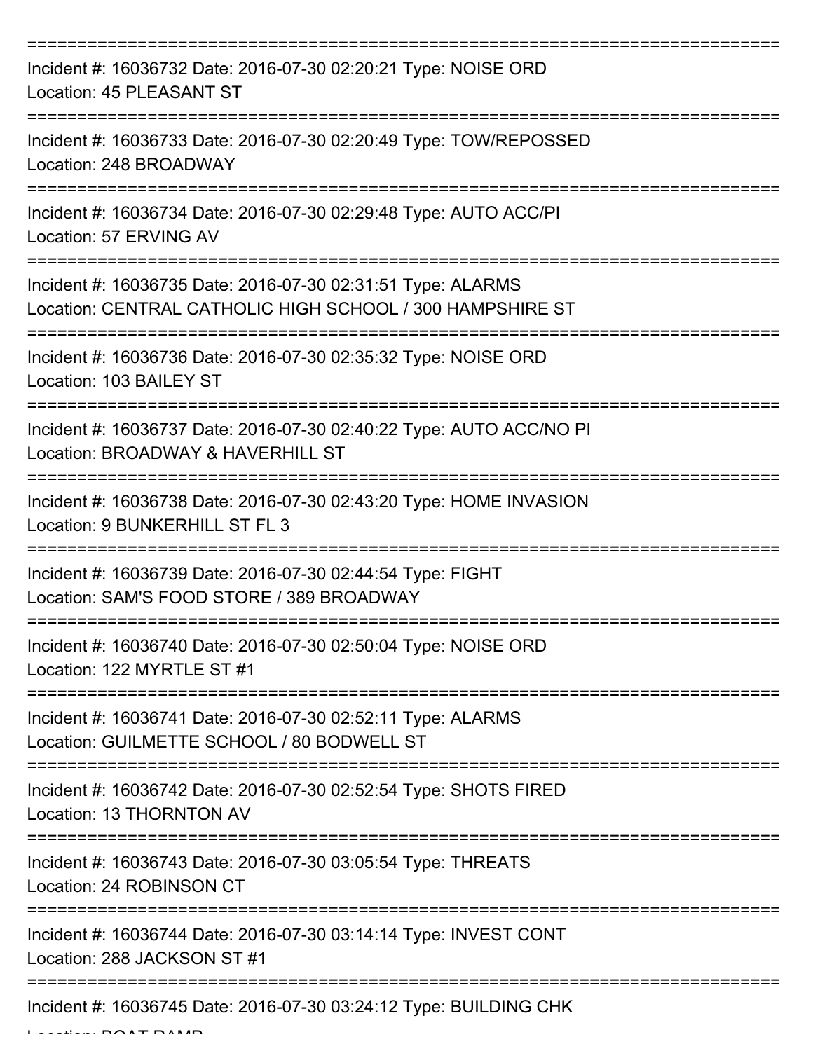===========================================================================

Incident #: 16036732 Date: 2016-07-30 02:20:21 Type: NOISE ORD
Location: 45 PLEASANT ST

===========================================================================

Incident #: 16036733 Date: 2016-07-30 02:20:49 Type: TOW/REPOSSED
Location: 248 BROADWAY

===========================================================================

Incident #: 16036734 Date: 2016-07-30 02:29:48 Type: AUTO ACC/PI
Location: 57 ERVING AV

===========================================================================

Incident #: 16036735 Date: 2016-07-30 02:31:51 Type: ALARMS
Location: CENTRAL CATHOLIC HIGH SCHOOL / 300 HAMPSHIRE ST

===========================================================================

Incident #: 16036736 Date: 2016-07-30 02:35:32 Type: NOISE ORD
Location: 103 BAILEY ST

===========================================================================

Incident #: 16036737 Date: 2016-07-30 02:40:22 Type: AUTO ACC/NO PI
Location: BROADWAY & HAVERHILL ST

===========================================================================

Incident #: 16036738 Date: 2016-07-30 02:43:20 Type: HOME INVASION
Location: 9 BUNKERHILL ST FL 3

===========================================================================

Incident #: 16036739 Date: 2016-07-30 02:44:54 Type: FIGHT
Location: SAM'S FOOD STORE / 389 BROADWAY

===========================================================================

Incident #: 16036740 Date: 2016-07-30 02:50:04 Type: NOISE ORD
Location: 122 MYRTLE ST #1

===========================================================================

Incident #: 16036741 Date: 2016-07-30 02:52:11 Type: ALARMS
Location: GUILMETTE SCHOOL / 80 BODWELL ST

===========================================================================

Incident #: 16036742 Date: 2016-07-30 02:52:54 Type: SHOTS FIRED
Location: 13 THORNTON AV

===========================================================================

Incident #: 16036743 Date: 2016-07-30 03:05:54 Type: THREATS
Location: 24 ROBINSON CT

===========================================================================

Incident #: 16036744 Date: 2016-07-30 03:14:14 Type: INVEST CONT
Location: 288 JACKSON ST #1

===========================================================================

Incident #: 16036745 Date: 2016-07-30 03:24:12 Type: BUILDING CHK
Location: BOAT RAMP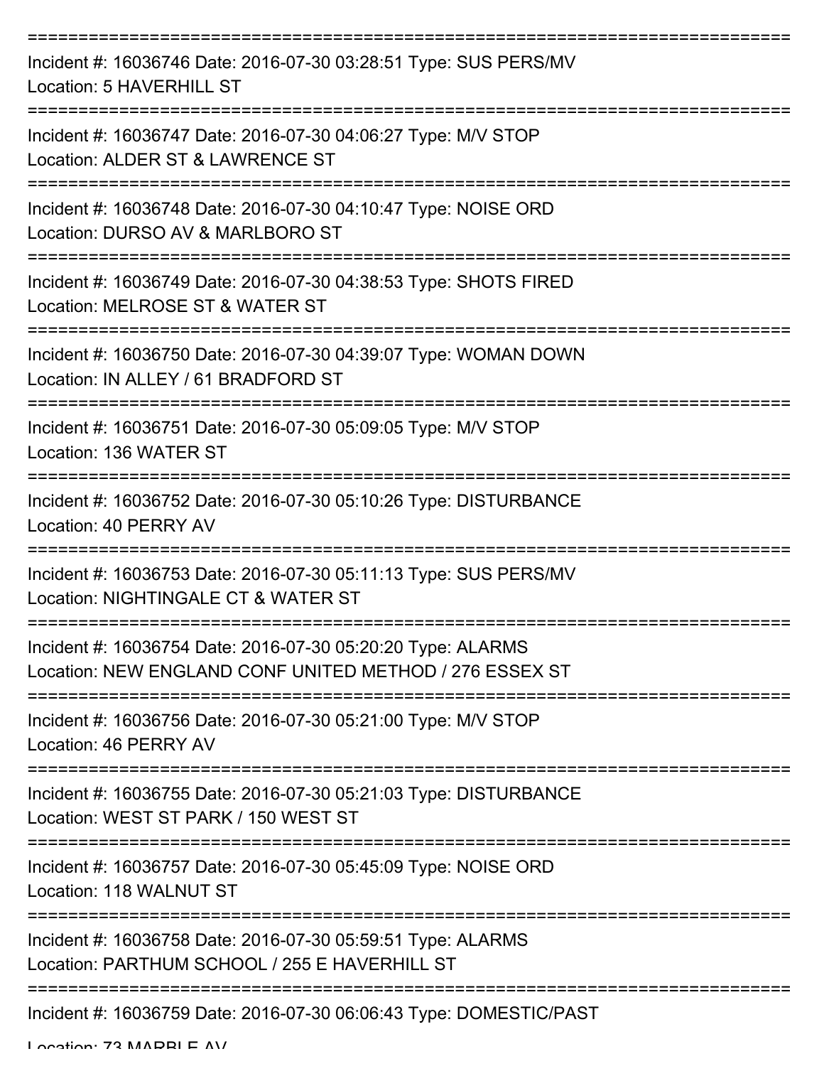===========================================================================

Incident #: 16036746 Date: 2016-07-30 03:28:51 Type: SUS PERS/MV
Location: 5 HAVERHILL ST

===========================================================================

Incident #: 16036747 Date: 2016-07-30 04:06:27 Type: M/V STOP
Location: ALDER ST & LAWRENCE ST

===========================================================================

Incident #: 16036748 Date: 2016-07-30 04:10:47 Type: NOISE ORD
Location: DURSO AV & MARLBORO ST

===========================================================================

Incident #: 16036749 Date: 2016-07-30 04:38:53 Type: SHOTS FIRED
Location: MELROSE ST & WATER ST

===========================================================================

Incident #: 16036750 Date: 2016-07-30 04:39:07 Type: WOMAN DOWN
Location: IN ALLEY / 61 BRADFORD ST

===========================================================================

Incident #: 16036751 Date: 2016-07-30 05:09:05 Type: M/V STOP
Location: 136 WATER ST

===========================================================================

Incident #: 16036752 Date: 2016-07-30 05:10:26 Type: DISTURBANCE
Location: 40 PERRY AV

===========================================================================

Incident #: 16036753 Date: 2016-07-30 05:11:13 Type: SUS PERS/MV
Location: NIGHTINGALE CT & WATER ST

===========================================================================

Incident #: 16036754 Date: 2016-07-30 05:20:20 Type: ALARMS
Location: NEW ENGLAND CONF UNITED METHOD / 276 ESSEX ST

===========================================================================

Incident #: 16036756 Date: 2016-07-30 05:21:00 Type: M/V STOP
Location: 46 PERRY AV

===========================================================================

Incident #: 16036755 Date: 2016-07-30 05:21:03 Type: DISTURBANCE
Location: WEST ST PARK / 150 WEST ST

===========================================================================

Incident #: 16036757 Date: 2016-07-30 05:45:09 Type: NOISE ORD
Location: 118 WALNUT ST

===========================================================================

Incident #: 16036758 Date: 2016-07-30 05:59:51 Type: ALARMS
Location: PARTHUM SCHOOL / 255 E HAVERHILL ST

===========================================================================

Incident #: 16036759 Date: 2016-07-30 06:06:43 Type: DOMESTIC/PAST
Location: 73 MARBLE AV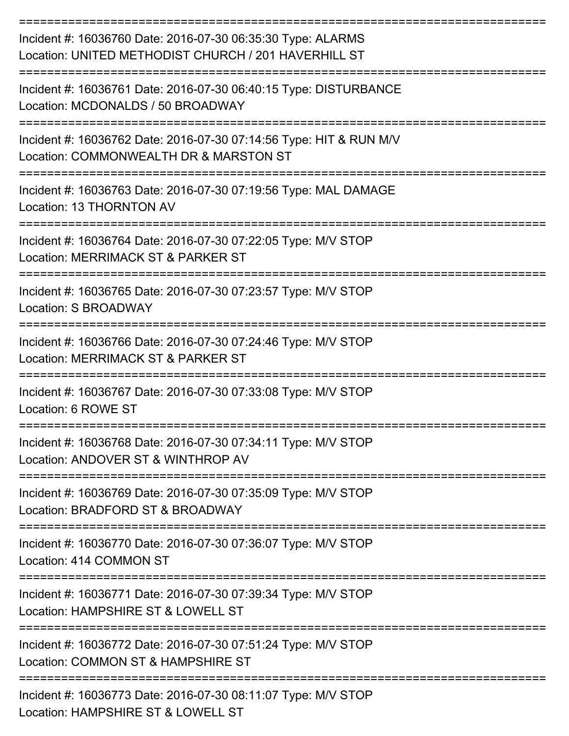===========================================================================

Incident #: 16036760 Date: 2016-07-30 06:35:30 Type: ALARMS
Location: UNITED METHODIST CHURCH / 201 HAVERHILL ST

===========================================================================

Incident #: 16036761 Date: 2016-07-30 06:40:15 Type: DISTURBANCE
Location: MCDONALDS / 50 BROADWAY

===========================================================================

Incident #: 16036762 Date: 2016-07-30 07:14:56 Type: HIT & RUN M/V
Location: COMMONWEALTH DR & MARSTON ST

===========================================================================

Incident #: 16036763 Date: 2016-07-30 07:19:56 Type: MAL DAMAGE
Location: 13 THORNTON AV

===========================================================================

Incident #: 16036764 Date: 2016-07-30 07:22:05 Type: M/V STOP
Location: MERRIMACK ST & PARKER ST

===========================================================================

Incident #: 16036765 Date: 2016-07-30 07:23:57 Type: M/V STOP
Location: S BROADWAY

===========================================================================

Incident #: 16036766 Date: 2016-07-30 07:24:46 Type: M/V STOP
Location: MERRIMACK ST & PARKER ST

===========================================================================

Incident #: 16036767 Date: 2016-07-30 07:33:08 Type: M/V STOP
Location: 6 ROWE ST

===========================================================================

Incident #: 16036768 Date: 2016-07-30 07:34:11 Type: M/V STOP
Location: ANDOVER ST & WINTHROP AV

===========================================================================

Incident #: 16036769 Date: 2016-07-30 07:35:09 Type: M/V STOP
Location: BRADFORD ST & BROADWAY

===========================================================================

Incident #: 16036770 Date: 2016-07-30 07:36:07 Type: M/V STOP
Location: 414 COMMON ST

===========================================================================

Incident #: 16036771 Date: 2016-07-30 07:39:34 Type: M/V STOP
Location: HAMPSHIRE ST & LOWELL ST

===========================================================================

Incident #: 16036772 Date: 2016-07-30 07:51:24 Type: M/V STOP
Location: COMMON ST & HAMPSHIRE ST

===========================================================================

Incident #: 16036773 Date: 2016-07-30 08:11:07 Type: M/V STOP
Location: HAMPSHIRE ST & LOWELL ST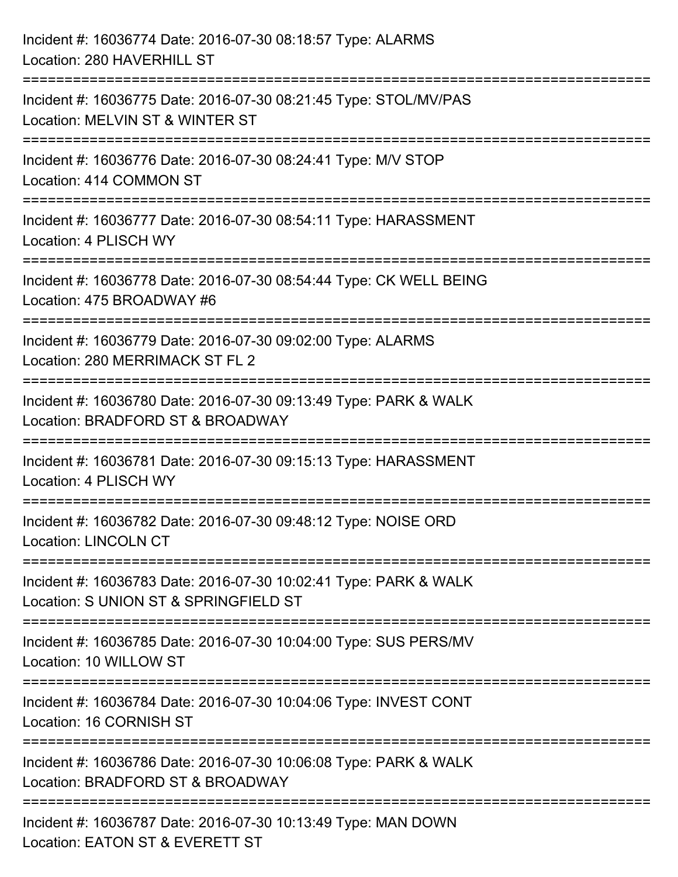Incident #: 16036774 Date: 2016-07-30 08:18:57 Type: ALARMS
Location: 280 HAVERHILL ST

===========================================================================

Incident #: 16036775 Date: 2016-07-30 08:21:45 Type: STOL/MV/PAS
Location: MELVIN ST & WINTER ST

===========================================================================

Incident #: 16036776 Date: 2016-07-30 08:24:41 Type: M/V STOP
Location: 414 COMMON ST

===========================================================================

Incident #: 16036777 Date: 2016-07-30 08:54:11 Type: HARASSMENT
Location: 4 PLISCH WY

===========================================================================

Incident #: 16036778 Date: 2016-07-30 08:54:44 Type: CK WELL BEING
Location: 475 BROADWAY #6

===========================================================================

Incident #: 16036779 Date: 2016-07-30 09:02:00 Type: ALARMS
Location: 280 MERRIMACK ST FL 2

===========================================================================

Incident #: 16036780 Date: 2016-07-30 09:13:49 Type: PARK & WALK
Location: BRADFORD ST & BROADWAY

===========================================================================

Incident #: 16036781 Date: 2016-07-30 09:15:13 Type: HARASSMENT
Location: 4 PLISCH WY

===========================================================================

Incident #: 16036782 Date: 2016-07-30 09:48:12 Type: NOISE ORD
Location: LINCOLN CT

===========================================================================

Incident #: 16036783 Date: 2016-07-30 10:02:41 Type: PARK & WALK
Location: S UNION ST & SPRINGFIELD ST

===========================================================================

Incident #: 16036785 Date: 2016-07-30 10:04:00 Type: SUS PERS/MV
Location: 10 WILLOW ST

===========================================================================

Incident #: 16036784 Date: 2016-07-30 10:04:06 Type: INVEST CONT
Location: 16 CORNISH ST

===========================================================================

Incident #: 16036786 Date: 2016-07-30 10:06:08 Type: PARK & WALK
Location: BRADFORD ST & BROADWAY

===========================================================================

Incident #: 16036787 Date: 2016-07-30 10:13:49 Type: MAN DOWN
Location: EATON ST & EVERETT ST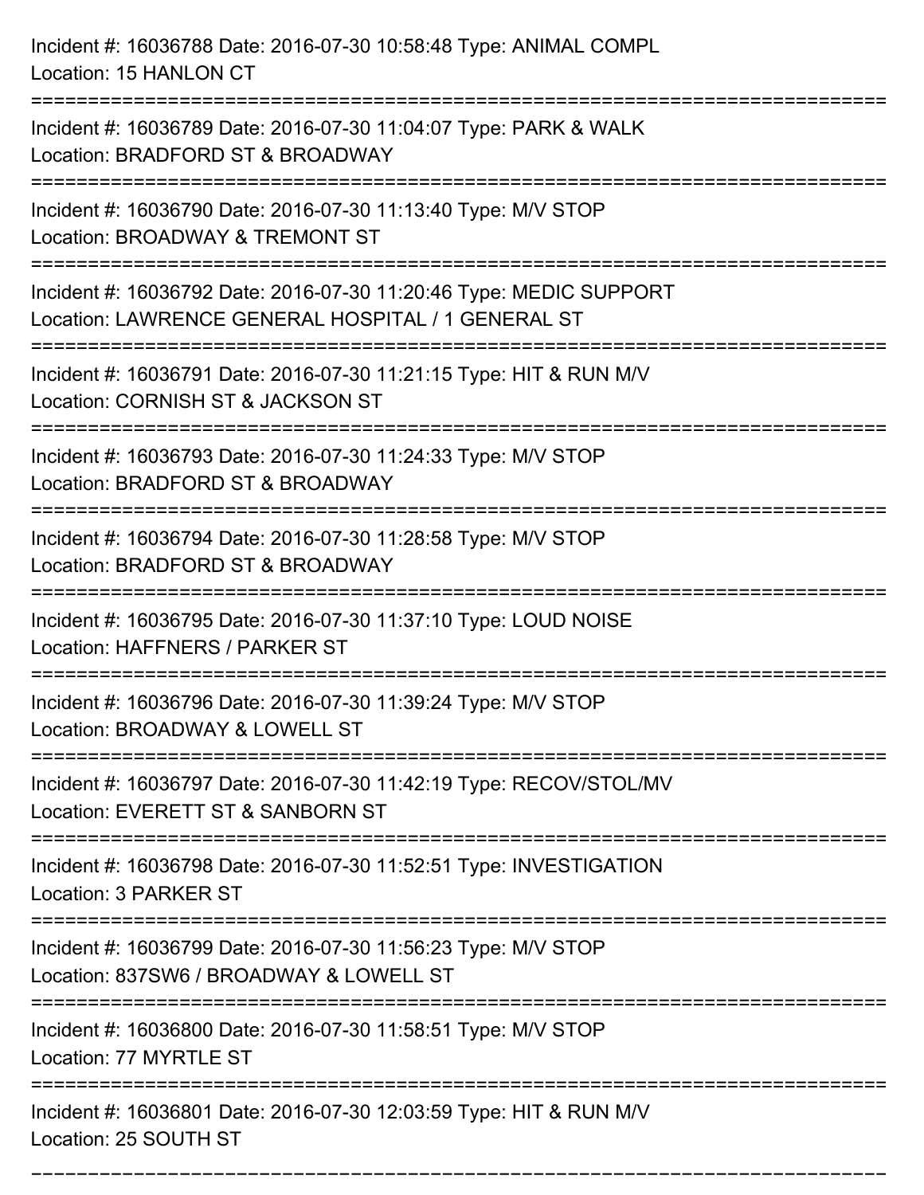Incident #: 16036788 Date: 2016-07-30 10:58:48 Type: ANIMAL COMPL
Location: 15 HANLON CT

===========================================================================

Incident #: 16036789 Date: 2016-07-30 11:04:07 Type: PARK & WALK
Location: BRADFORD ST & BROADWAY

===========================================================================

Incident #: 16036790 Date: 2016-07-30 11:13:40 Type: M/V STOP
Location: BROADWAY & TREMONT ST

===========================================================================

Incident #: 16036792 Date: 2016-07-30 11:20:46 Type: MEDIC SUPPORT
Location: LAWRENCE GENERAL HOSPITAL / 1 GENERAL ST

===========================================================================

Incident #: 16036791 Date: 2016-07-30 11:21:15 Type: HIT & RUN M/V
Location: CORNISH ST & JACKSON ST

===========================================================================

Incident #: 16036793 Date: 2016-07-30 11:24:33 Type: M/V STOP
Location: BRADFORD ST & BROADWAY

===========================================================================

Incident #: 16036794 Date: 2016-07-30 11:28:58 Type: M/V STOP
Location: BRADFORD ST & BROADWAY

===========================================================================

Incident #: 16036795 Date: 2016-07-30 11:37:10 Type: LOUD NOISE
Location: HAFFNERS / PARKER ST

===========================================================================

Incident #: 16036796 Date: 2016-07-30 11:39:24 Type: M/V STOP
Location: BROADWAY & LOWELL ST

===========================================================================

Incident #: 16036797 Date: 2016-07-30 11:42:19 Type: RECOV/STOL/MV
Location: EVERETT ST & SANBORN ST

===========================================================================

Incident #: 16036798 Date: 2016-07-30 11:52:51 Type: INVESTIGATION
Location: 3 PARKER ST

===========================================================================

Incident #: 16036799 Date: 2016-07-30 11:56:23 Type: M/V STOP
Location: 837SW6 / BROADWAY & LOWELL ST

===========================================================================

Incident #: 16036800 Date: 2016-07-30 11:58:51 Type: M/V STOP
Location: 77 MYRTLE ST

===========================================================================

Incident #: 16036801 Date: 2016-07-30 12:03:59 Type: HIT & RUN M/V
Location: 25 SOUTH ST

===========================================================================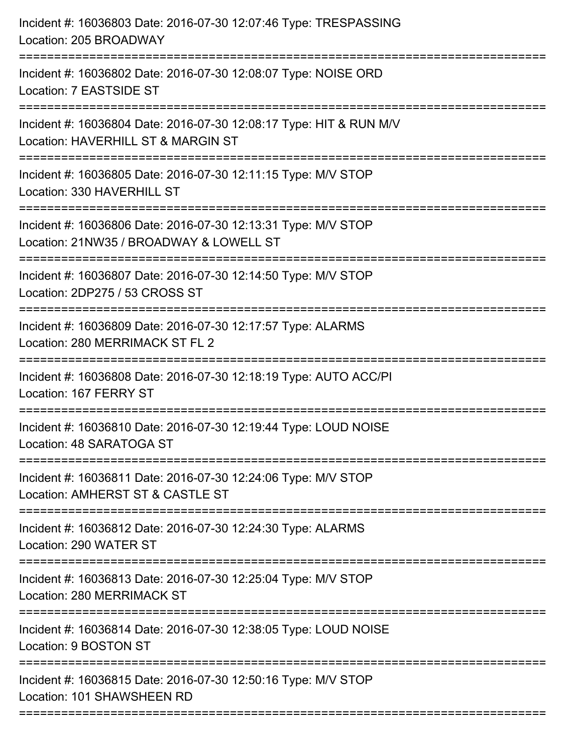Incident #: 16036803 Date: 2016-07-30 12:07:46 Type: TRESPASSING
Location: 205 BROADWAY

===========================================================================

Incident #: 16036802 Date: 2016-07-30 12:08:07 Type: NOISE ORD
Location: 7 EASTSIDE ST

===========================================================================

Incident #: 16036804 Date: 2016-07-30 12:08:17 Type: HIT & RUN M/V
Location: HAVERHILL ST & MARGIN ST

===========================================================================

Incident #: 16036805 Date: 2016-07-30 12:11:15 Type: M/V STOP
Location: 330 HAVERHILL ST

===========================================================================

Incident #: 16036806 Date: 2016-07-30 12:13:31 Type: M/V STOP
Location: 21NW35 / BROADWAY & LOWELL ST

===========================================================================

Incident #: 16036807 Date: 2016-07-30 12:14:50 Type: M/V STOP
Location: 2DP275 / 53 CROSS ST

===========================================================================

Incident #: 16036809 Date: 2016-07-30 12:17:57 Type: ALARMS
Location: 280 MERRIMACK ST FL 2

===========================================================================

Incident #: 16036808 Date: 2016-07-30 12:18:19 Type: AUTO ACC/PI
Location: 167 FERRY ST

===========================================================================

Incident #: 16036810 Date: 2016-07-30 12:19:44 Type: LOUD NOISE
Location: 48 SARATOGA ST

===========================================================================

Incident #: 16036811 Date: 2016-07-30 12:24:06 Type: M/V STOP
Location: AMHERST ST & CASTLE ST

===========================================================================

Incident #: 16036812 Date: 2016-07-30 12:24:30 Type: ALARMS
Location: 290 WATER ST

===========================================================================

Incident #: 16036813 Date: 2016-07-30 12:25:04 Type: M/V STOP
Location: 280 MERRIMACK ST

===========================================================================

Incident #: 16036814 Date: 2016-07-30 12:38:05 Type: LOUD NOISE
Location: 9 BOSTON ST

===========================================================================

Incident #: 16036815 Date: 2016-07-30 12:50:16 Type: M/V STOP
Location: 101 SHAWSHEEN RD

===========================================================================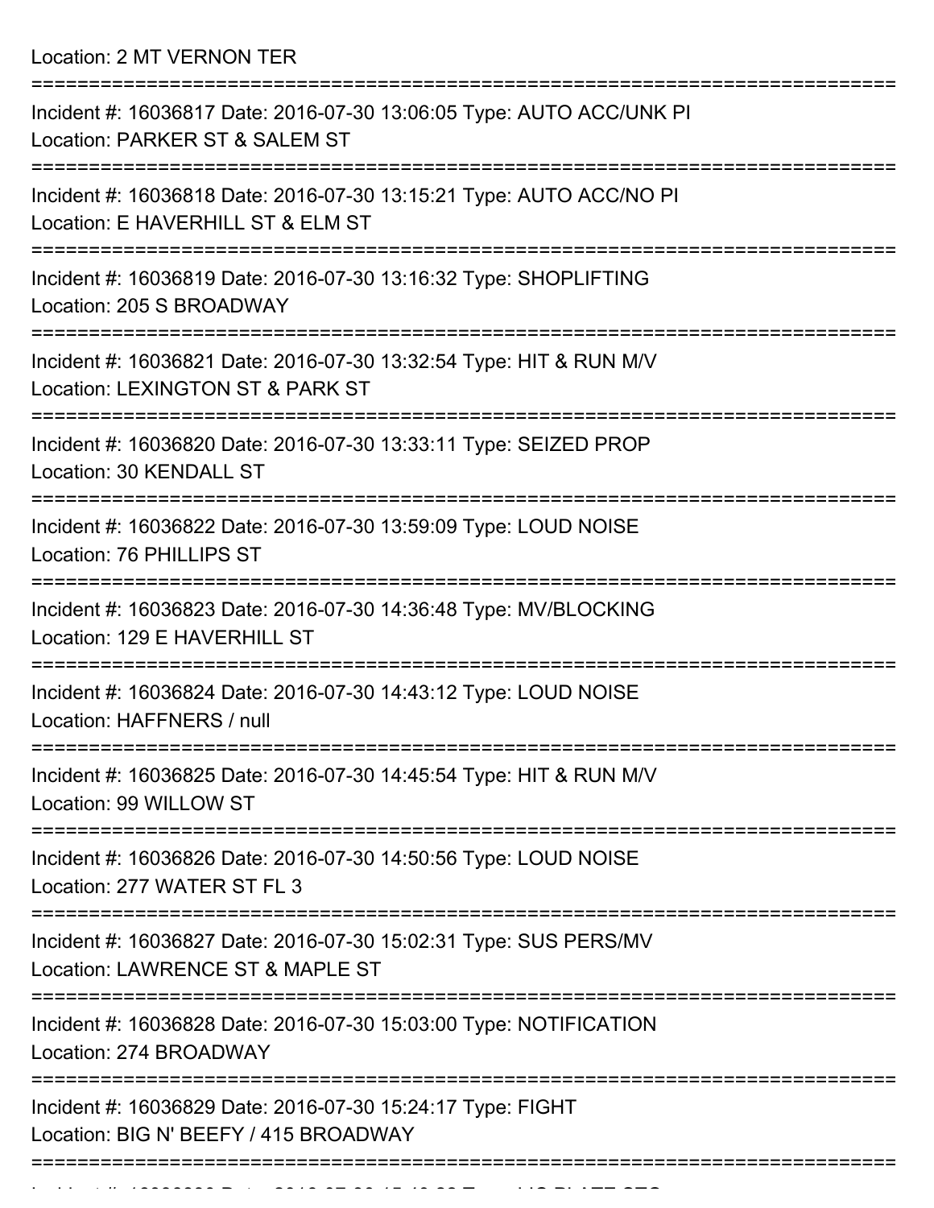Location: 2 MT VERNON TER

===========================================================================

Incident #: 16036817 Date: 2016-07-30 13:06:05 Type: AUTO ACC/UNK PI
Location: PARKER ST & SALEM ST

===========================================================================

Incident #: 16036818 Date: 2016-07-30 13:15:21 Type: AUTO ACC/NO PI
Location: E HAVERHILL ST & ELM ST

===========================================================================

Incident #: 16036819 Date: 2016-07-30 13:16:32 Type: SHOPLIFTING
Location: 205 S BROADWAY

===========================================================================

Incident #: 16036821 Date: 2016-07-30 13:32:54 Type: HIT & RUN M/V
Location: LEXINGTON ST & PARK ST

===========================================================================

Incident #: 16036820 Date: 2016-07-30 13:33:11 Type: SEIZED PROP
Location: 30 KENDALL ST

===========================================================================

Incident #: 16036822 Date: 2016-07-30 13:59:09 Type: LOUD NOISE
Location: 76 PHILLIPS ST

===========================================================================

Incident #: 16036823 Date: 2016-07-30 14:36:48 Type: MV/BLOCKING
Location: 129 E HAVERHILL ST

===========================================================================

Incident #: 16036824 Date: 2016-07-30 14:43:12 Type: LOUD NOISE
Location: HAFFNERS / null

===========================================================================

Incident #: 16036825 Date: 2016-07-30 14:45:54 Type: HIT & RUN M/V
Location: 99 WILLOW ST

===========================================================================

Incident #: 16036826 Date: 2016-07-30 14:50:56 Type: LOUD NOISE
Location: 277 WATER ST FL 3

===========================================================================

Incident #: 16036827 Date: 2016-07-30 15:02:31 Type: SUS PERS/MV
Location: LAWRENCE ST & MAPLE ST

===========================================================================

Incident #: 16036828 Date: 2016-07-30 15:03:00 Type: NOTIFICATION
Location: 274 BROADWAY

===========================================================================

Incident #: 16036829 Date: 2016-07-30 15:24:17 Type: FIGHT
Location: BIG N' BEEFY / 415 BROADWAY

===========================================================================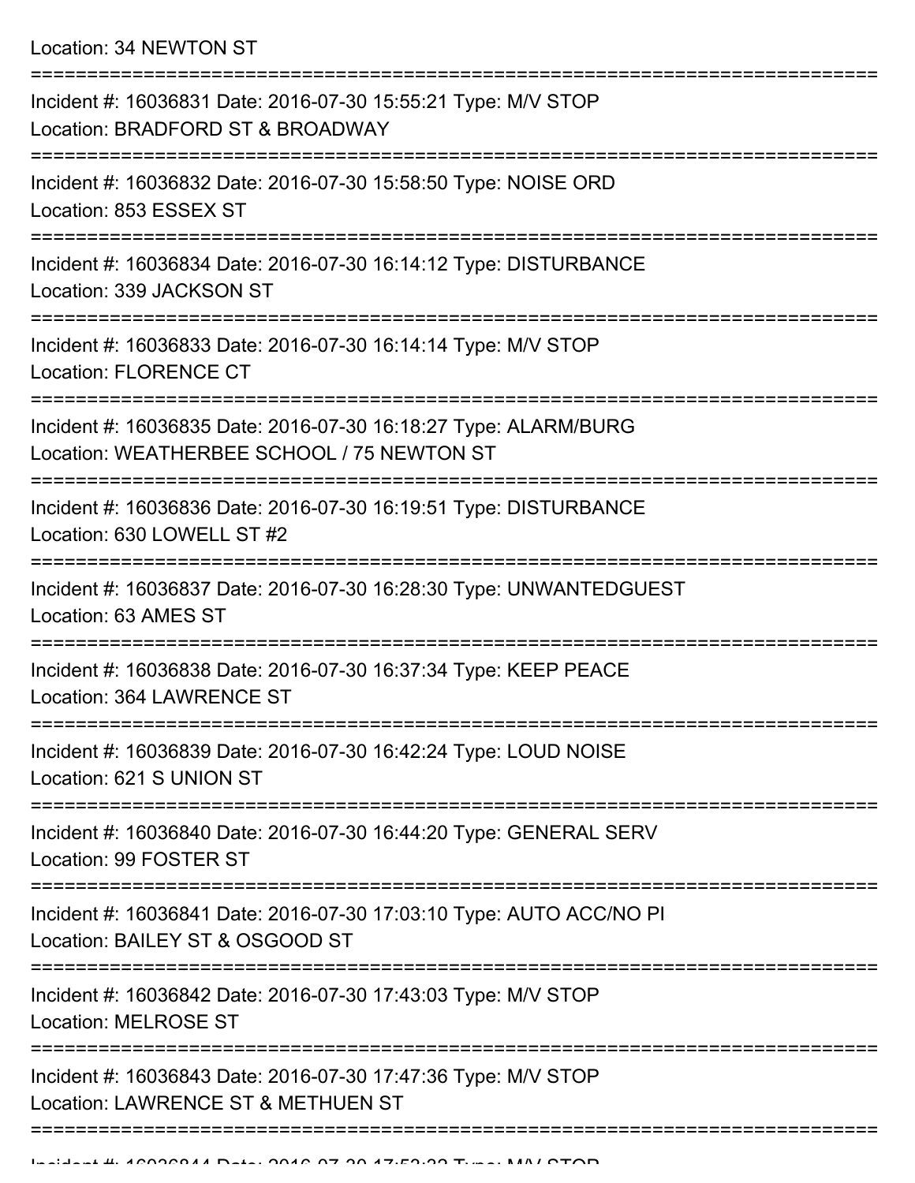Location: 34 NEWTON ST

===========================================================================

Incident #: 16036831 Date: 2016-07-30 15:55:21 Type: M/V STOP
Location: BRADFORD ST & BROADWAY

===========================================================================

Incident #: 16036832 Date: 2016-07-30 15:58:50 Type: NOISE ORD
Location: 853 ESSEX ST

===========================================================================

Incident #: 16036834 Date: 2016-07-30 16:14:12 Type: DISTURBANCE
Location: 339 JACKSON ST

===========================================================================

Incident #: 16036833 Date: 2016-07-30 16:14:14 Type: M/V STOP
Location: FLORENCE CT

===========================================================================

Incident #: 16036835 Date: 2016-07-30 16:18:27 Type: ALARM/BURG
Location: WEATHERBEE SCHOOL / 75 NEWTON ST

===========================================================================

Incident #: 16036836 Date: 2016-07-30 16:19:51 Type: DISTURBANCE
Location: 630 LOWELL ST #2

===========================================================================

Incident #: 16036837 Date: 2016-07-30 16:28:30 Type: UNWANTEDGUEST
Location: 63 AMES ST

===========================================================================

Incident #: 16036838 Date: 2016-07-30 16:37:34 Type: KEEP PEACE
Location: 364 LAWRENCE ST

===========================================================================

Incident #: 16036839 Date: 2016-07-30 16:42:24 Type: LOUD NOISE
Location: 621 S UNION ST

===========================================================================

Incident #: 16036840 Date: 2016-07-30 16:44:20 Type: GENERAL SERV
Location: 99 FOSTER ST

===========================================================================

Incident #: 16036841 Date: 2016-07-30 17:03:10 Type: AUTO ACC/NO PI
Location: BAILEY ST & OSGOOD ST

===========================================================================

Incident #: 16036842 Date: 2016-07-30 17:43:03 Type: M/V STOP
Location: MELROSE ST

===========================================================================

Incident #: 16036843 Date: 2016-07-30 17:47:36 Type: M/V STOP
Location: LAWRENCE ST & METHUEN ST

===========================================================================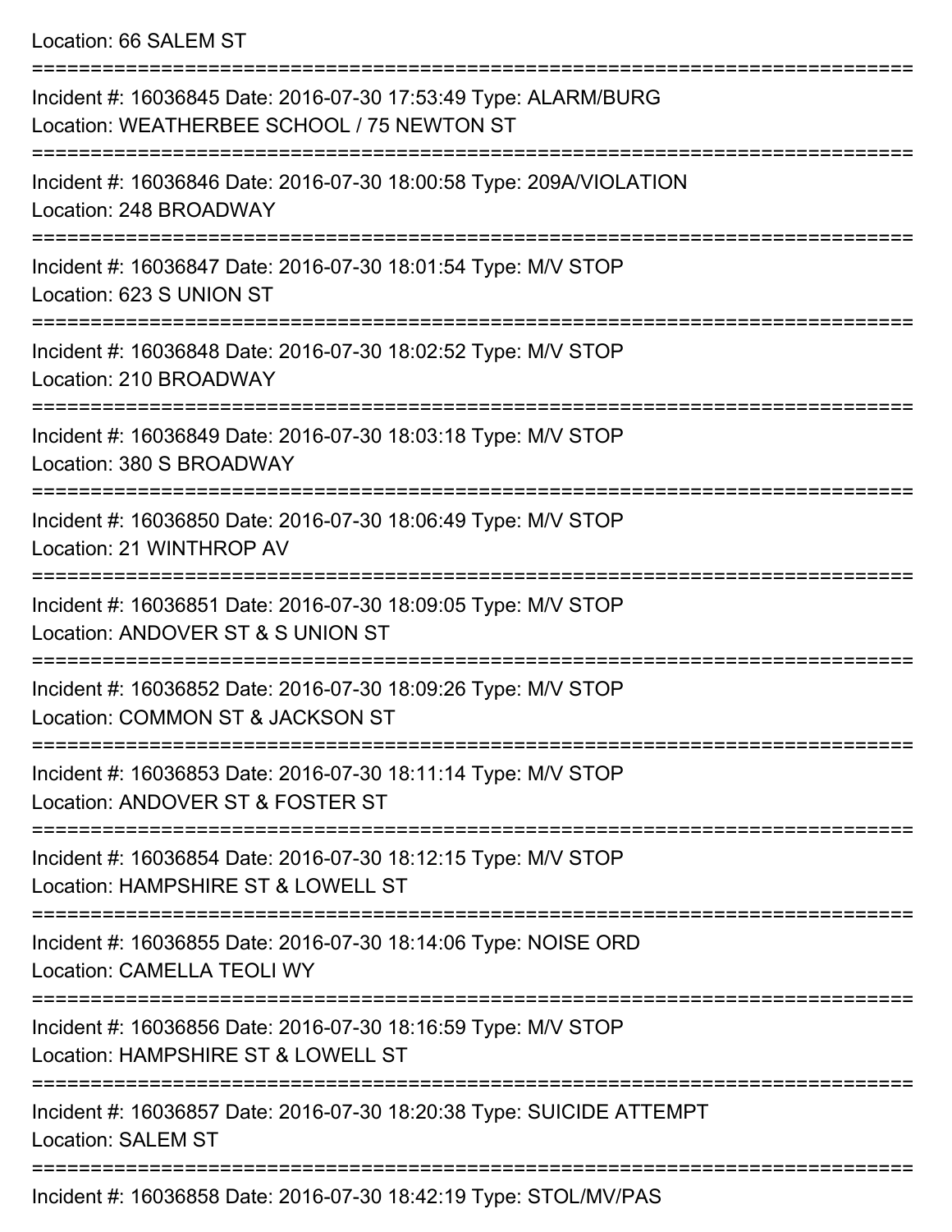Location: 66 SALEM ST

===========================================================================

Incident #: 16036845 Date: 2016-07-30 17:53:49 Type: ALARM/BURG
Location: WEATHERBEE SCHOOL / 75 NEWTON ST

===========================================================================

Incident #: 16036846 Date: 2016-07-30 18:00:58 Type: 209A/VIOLATION
Location: 248 BROADWAY

===========================================================================

Incident #: 16036847 Date: 2016-07-30 18:01:54 Type: M/V STOP
Location: 623 S UNION ST

===========================================================================

Incident #: 16036848 Date: 2016-07-30 18:02:52 Type: M/V STOP
Location: 210 BROADWAY

===========================================================================

Incident #: 16036849 Date: 2016-07-30 18:03:18 Type: M/V STOP
Location: 380 S BROADWAY

===========================================================================

Incident #: 16036850 Date: 2016-07-30 18:06:49 Type: M/V STOP
Location: 21 WINTHROP AV

===========================================================================

Incident #: 16036851 Date: 2016-07-30 18:09:05 Type: M/V STOP
Location: ANDOVER ST & S UNION ST

===========================================================================

Incident #: 16036852 Date: 2016-07-30 18:09:26 Type: M/V STOP
Location: COMMON ST & JACKSON ST

===========================================================================

Incident #: 16036853 Date: 2016-07-30 18:11:14 Type: M/V STOP
Location: ANDOVER ST & FOSTER ST

===========================================================================

Incident #: 16036854 Date: 2016-07-30 18:12:15 Type: M/V STOP
Location: HAMPSHIRE ST & LOWELL ST

===========================================================================

Incident #: 16036855 Date: 2016-07-30 18:14:06 Type: NOISE ORD
Location: CAMELLA TEOLI WY

===========================================================================

Incident #: 16036856 Date: 2016-07-30 18:16:59 Type: M/V STOP
Location: HAMPSHIRE ST & LOWELL ST

===========================================================================

Incident #: 16036857 Date: 2016-07-30 18:20:38 Type: SUICIDE ATTEMPT
Location: SALEM ST

===========================================================================

Incident #: 16036858 Date: 2016-07-30 18:42:19 Type: STOL/MV/PAS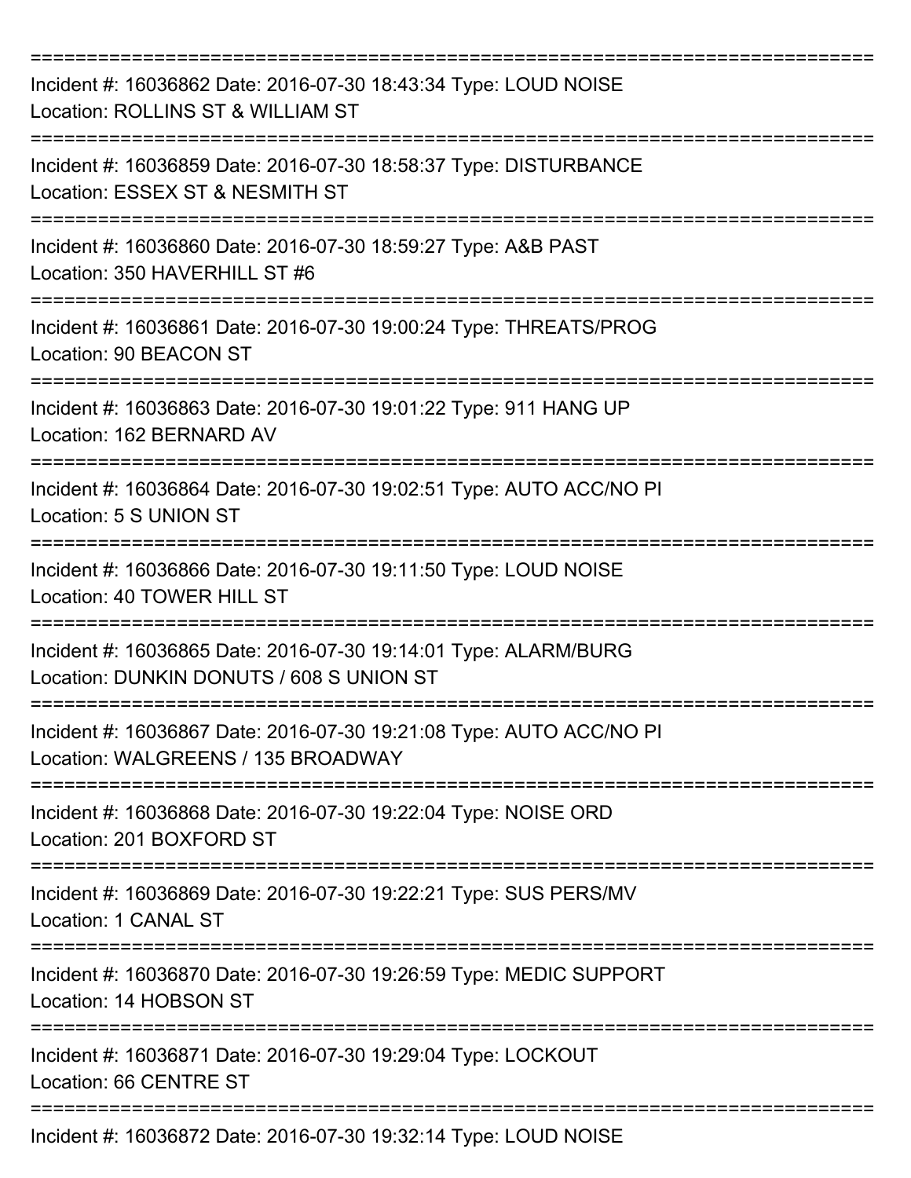===========================================================================

Incident #: 16036862 Date: 2016-07-30 18:43:34 Type: LOUD NOISE
Location: ROLLINS ST & WILLIAM ST

===========================================================================

Incident #: 16036859 Date: 2016-07-30 18:58:37 Type: DISTURBANCE
Location: ESSEX ST & NESMITH ST

===========================================================================

Incident #: 16036860 Date: 2016-07-30 18:59:27 Type: A&B PAST
Location: 350 HAVERHILL ST #6

===========================================================================

Incident #: 16036861 Date: 2016-07-30 19:00:24 Type: THREATS/PROG
Location: 90 BEACON ST

===========================================================================

Incident #: 16036863 Date: 2016-07-30 19:01:22 Type: 911 HANG UP
Location: 162 BERNARD AV

===========================================================================

Incident #: 16036864 Date: 2016-07-30 19:02:51 Type: AUTO ACC/NO PI
Location: 5 S UNION ST

===========================================================================

Incident #: 16036866 Date: 2016-07-30 19:11:50 Type: LOUD NOISE
Location: 40 TOWER HILL ST

===========================================================================

Incident #: 16036865 Date: 2016-07-30 19:14:01 Type: ALARM/BURG
Location: DUNKIN DONUTS / 608 S UNION ST

===========================================================================

Incident #: 16036867 Date: 2016-07-30 19:21:08 Type: AUTO ACC/NO PI
Location: WALGREENS / 135 BROADWAY

===========================================================================

Incident #: 16036868 Date: 2016-07-30 19:22:04 Type: NOISE ORD
Location: 201 BOXFORD ST

===========================================================================

Incident #: 16036869 Date: 2016-07-30 19:22:21 Type: SUS PERS/MV
Location: 1 CANAL ST

===========================================================================

Incident #: 16036870 Date: 2016-07-30 19:26:59 Type: MEDIC SUPPORT
Location: 14 HOBSON ST

===========================================================================

Incident #: 16036871 Date: 2016-07-30 19:29:04 Type: LOCKOUT
Location: 66 CENTRE ST

===========================================================================

Incident #: 16036872 Date: 2016-07-30 19:32:14 Type: LOUD NOISE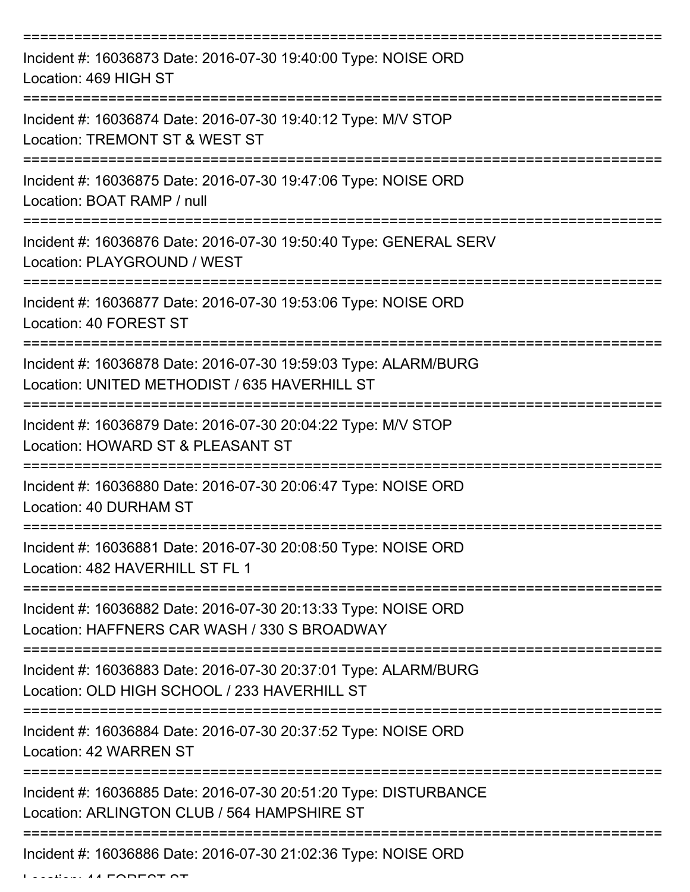===========================================================================

Incident #: 16036873 Date: 2016-07-30 19:40:00 Type: NOISE ORD
Location: 469 HIGH ST

===========================================================================

Incident #: 16036874 Date: 2016-07-30 19:40:12 Type: M/V STOP
Location: TREMONT ST & WEST ST

===========================================================================

Incident #: 16036875 Date: 2016-07-30 19:47:06 Type: NOISE ORD
Location: BOAT RAMP / null

===========================================================================

Incident #: 16036876 Date: 2016-07-30 19:50:40 Type: GENERAL SERV
Location: PLAYGROUND / WEST

===========================================================================

Incident #: 16036877 Date: 2016-07-30 19:53:06 Type: NOISE ORD
Location: 40 FOREST ST

===========================================================================

Incident #: 16036878 Date: 2016-07-30 19:59:03 Type: ALARM/BURG
Location: UNITED METHODIST / 635 HAVERHILL ST

===========================================================================

Incident #: 16036879 Date: 2016-07-30 20:04:22 Type: M/V STOP
Location: HOWARD ST & PLEASANT ST

===========================================================================

Incident #: 16036880 Date: 2016-07-30 20:06:47 Type: NOISE ORD
Location: 40 DURHAM ST

===========================================================================

Incident #: 16036881 Date: 2016-07-30 20:08:50 Type: NOISE ORD
Location: 482 HAVERHILL ST FL 1

===========================================================================

Incident #: 16036882 Date: 2016-07-30 20:13:33 Type: NOISE ORD
Location: HAFFNERS CAR WASH / 330 S BROADWAY

===========================================================================

Incident #: 16036883 Date: 2016-07-30 20:37:01 Type: ALARM/BURG
Location: OLD HIGH SCHOOL / 233 HAVERHILL ST

===========================================================================

Incident #: 16036884 Date: 2016-07-30 20:37:52 Type: NOISE ORD
Location: 42 WARREN ST

===========================================================================

Incident #: 16036885 Date: 2016-07-30 20:51:20 Type: DISTURBANCE
Location: ARLINGTON CLUB / 564 HAMPSHIRE ST

===========================================================================

Incident #: 16036886 Date: 2016-07-30 21:02:36 Type: NOISE ORD
Location: 44 FOREST ST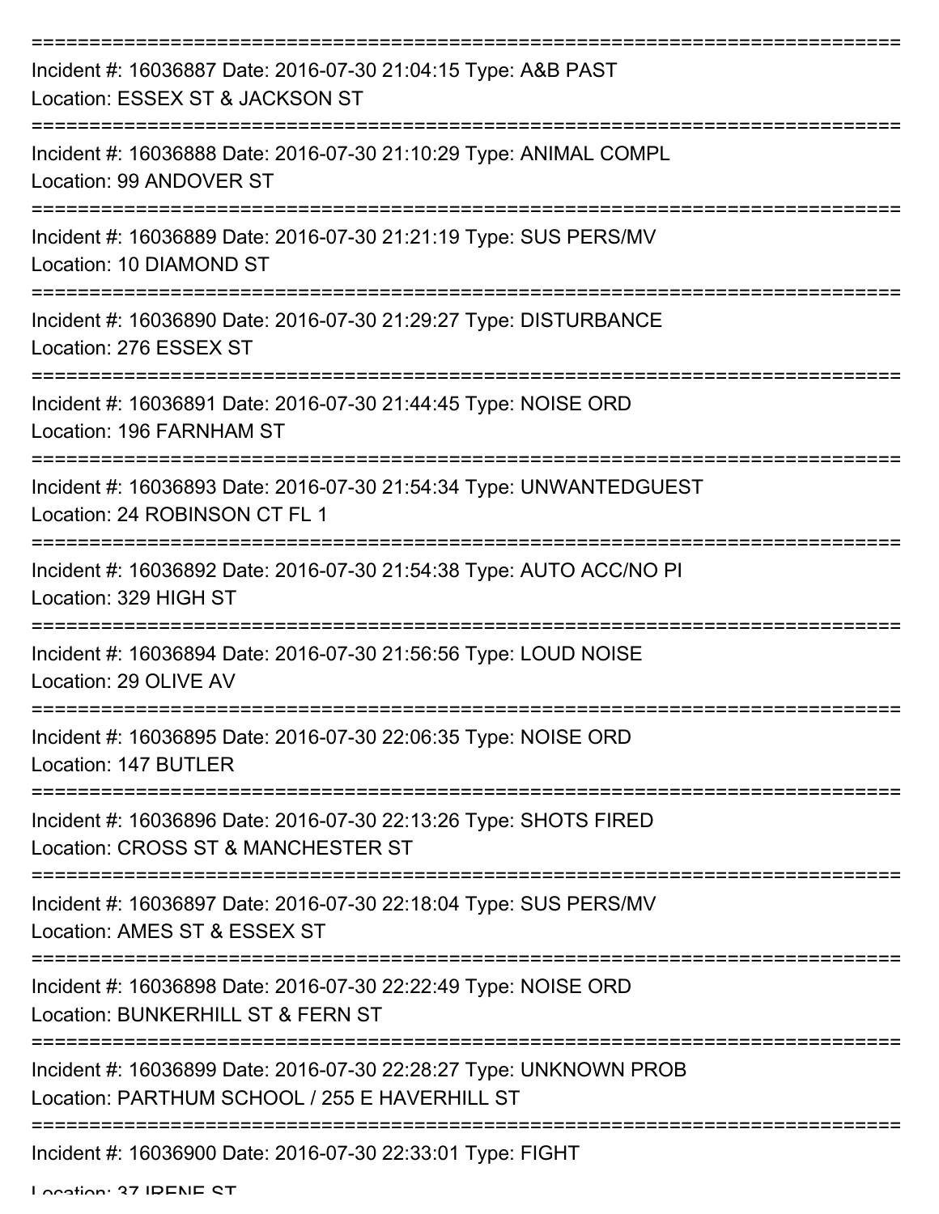===========================================================================
Incident #: 16036887 Date: 2016-07-30 21:04:15 Type: A&B PAST
Location: ESSEX ST & JACKSON ST
===========================================================================
Incident #: 16036888 Date: 2016-07-30 21:10:29 Type: ANIMAL COMPL
Location: 99 ANDOVER ST
===========================================================================
Incident #: 16036889 Date: 2016-07-30 21:21:19 Type: SUS PERS/MV
Location: 10 DIAMOND ST
===========================================================================
Incident #: 16036890 Date: 2016-07-30 21:29:27 Type: DISTURBANCE
Location: 276 ESSEX ST
===========================================================================
Incident #: 16036891 Date: 2016-07-30 21:44:45 Type: NOISE ORD
Location: 196 FARNHAM ST
===========================================================================
Incident #: 16036893 Date: 2016-07-30 21:54:34 Type: UNWANTEDGUEST
Location: 24 ROBINSON CT FL 1
===========================================================================
Incident #: 16036892 Date: 2016-07-30 21:54:38 Type: AUTO ACC/NO PI
Location: 329 HIGH ST
===========================================================================
Incident #: 16036894 Date: 2016-07-30 21:56:56 Type: LOUD NOISE
Location: 29 OLIVE AV
===========================================================================
Incident #: 16036895 Date: 2016-07-30 22:06:35 Type: NOISE ORD
Location: 147 BUTLER
===========================================================================
Incident #: 16036896 Date: 2016-07-30 22:13:26 Type: SHOTS FIRED
Location: CROSS ST & MANCHESTER ST
===========================================================================
Incident #: 16036897 Date: 2016-07-30 22:18:04 Type: SUS PERS/MV
Location: AMES ST & ESSEX ST
===========================================================================
Incident #: 16036898 Date: 2016-07-30 22:22:49 Type: NOISE ORD
Location: BUNKERHILL ST & FERN ST
===========================================================================
Incident #: 16036899 Date: 2016-07-30 22:28:27 Type: UNKNOWN PROB
Location: PARTHUM SCHOOL / 255 E HAVERHILL ST
===========================================================================
Incident #: 16036900 Date: 2016-07-30 22:33:01 Type: FIGHT
Location: 37 IRENE ST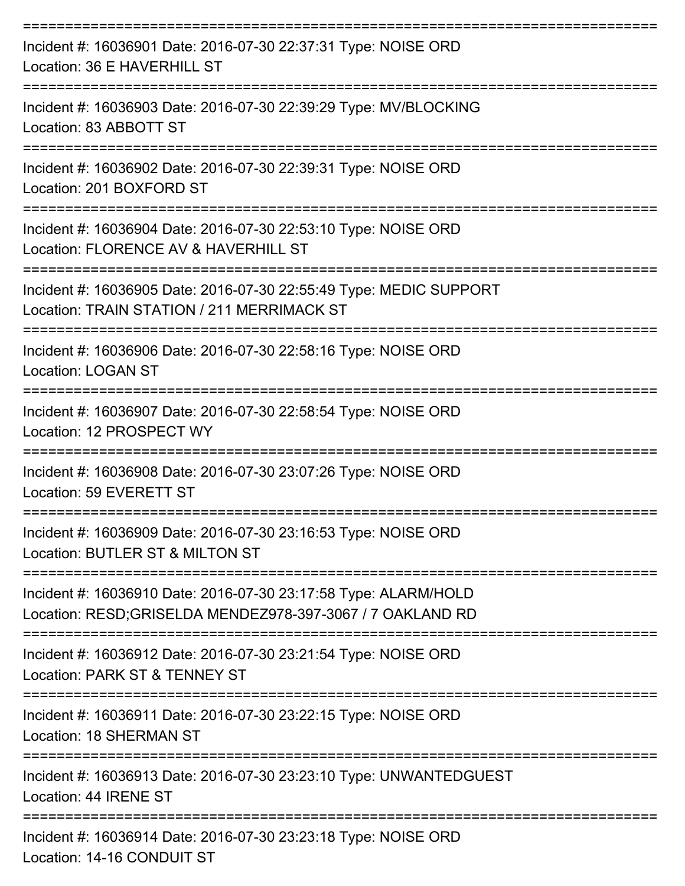===========================================================================

Incident #: 16036901 Date: 2016-07-30 22:37:31 Type: NOISE ORD
Location: 36 E HAVERHILL ST

===========================================================================

Incident #: 16036903 Date: 2016-07-30 22:39:29 Type: MV/BLOCKING
Location: 83 ABBOTT ST

===========================================================================

Incident #: 16036902 Date: 2016-07-30 22:39:31 Type: NOISE ORD
Location: 201 BOXFORD ST

===========================================================================

Incident #: 16036904 Date: 2016-07-30 22:53:10 Type: NOISE ORD
Location: FLORENCE AV & HAVERHILL ST

===========================================================================

Incident #: 16036905 Date: 2016-07-30 22:55:49 Type: MEDIC SUPPORT
Location: TRAIN STATION / 211 MERRIMACK ST

===========================================================================

Incident #: 16036906 Date: 2016-07-30 22:58:16 Type: NOISE ORD
Location: LOGAN ST

===========================================================================

Incident #: 16036907 Date: 2016-07-30 22:58:54 Type: NOISE ORD
Location: 12 PROSPECT WY

===========================================================================

Incident #: 16036908 Date: 2016-07-30 23:07:26 Type: NOISE ORD
Location: 59 EVERETT ST

===========================================================================

Incident #: 16036909 Date: 2016-07-30 23:16:53 Type: NOISE ORD
Location: BUTLER ST & MILTON ST

===========================================================================

Incident #: 16036910 Date: 2016-07-30 23:17:58 Type: ALARM/HOLD
Location: RESD;GRISELDA MENDEZ978-397-3067 / 7 OAKLAND RD

===========================================================================

Incident #: 16036912 Date: 2016-07-30 23:21:54 Type: NOISE ORD
Location: PARK ST & TENNEY ST

===========================================================================

Incident #: 16036911 Date: 2016-07-30 23:22:15 Type: NOISE ORD
Location: 18 SHERMAN ST

===========================================================================

Incident #: 16036913 Date: 2016-07-30 23:23:10 Type: UNWANTEDGUEST
Location: 44 IRENE ST

===========================================================================

Incident #: 16036914 Date: 2016-07-30 23:23:18 Type: NOISE ORD
Location: 14-16 CONDUIT ST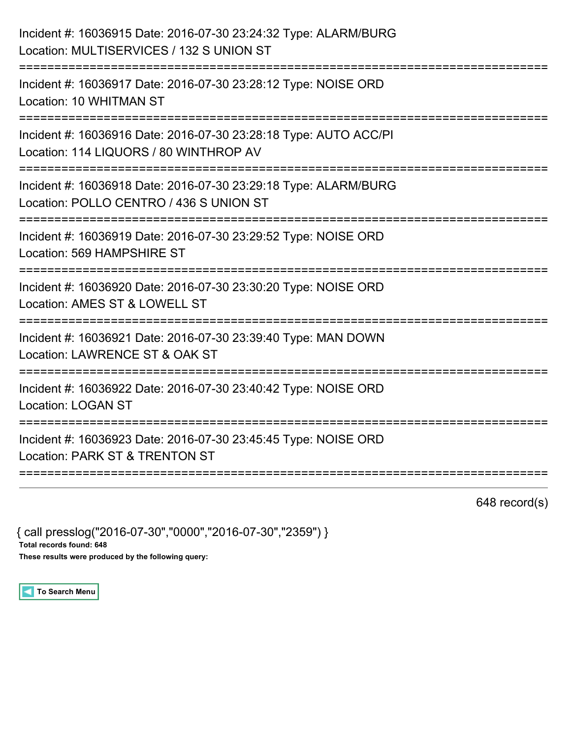Incident #: 16036915 Date: 2016-07-30 23:24:32 Type: ALARM/BURG
Location: MULTISERVICES / 132 S UNION ST

===========================================================================

Incident #: 16036917 Date: 2016-07-30 23:28:12 Type: NOISE ORD
Location: 10 WHITMAN ST

===========================================================================

Incident #: 16036916 Date: 2016-07-30 23:28:18 Type: AUTO ACC/PI
Location: 114 LIQUORS / 80 WINTHROP AV

===========================================================================

Incident #: 16036918 Date: 2016-07-30 23:29:18 Type: ALARM/BURG
Location: POLLO CENTRO / 436 S UNION ST

===========================================================================

Incident #: 16036919 Date: 2016-07-30 23:29:52 Type: NOISE ORD
Location: 569 HAMPSHIRE ST

===========================================================================

Incident #: 16036920 Date: 2016-07-30 23:30:20 Type: NOISE ORD
Location: AMES ST & LOWELL ST

===========================================================================

Incident #: 16036921 Date: 2016-07-30 23:39:40 Type: MAN DOWN
Location: LAWRENCE ST & OAK ST

===========================================================================

Incident #: 16036922 Date: 2016-07-30 23:40:42 Type: NOISE ORD
Location: LOGAN ST

===========================================================================

Incident #: 16036923 Date: 2016-07-30 23:45:45 Type: NOISE ORD
Location: PARK ST & TRENTON ST

===========================================================================

648 record(s)

{ call presslog("2016-07-30","0000","2016-07-30","2359") }

**Total records found: 648**

**These results were produced by the following query:**

**To Search Menu**